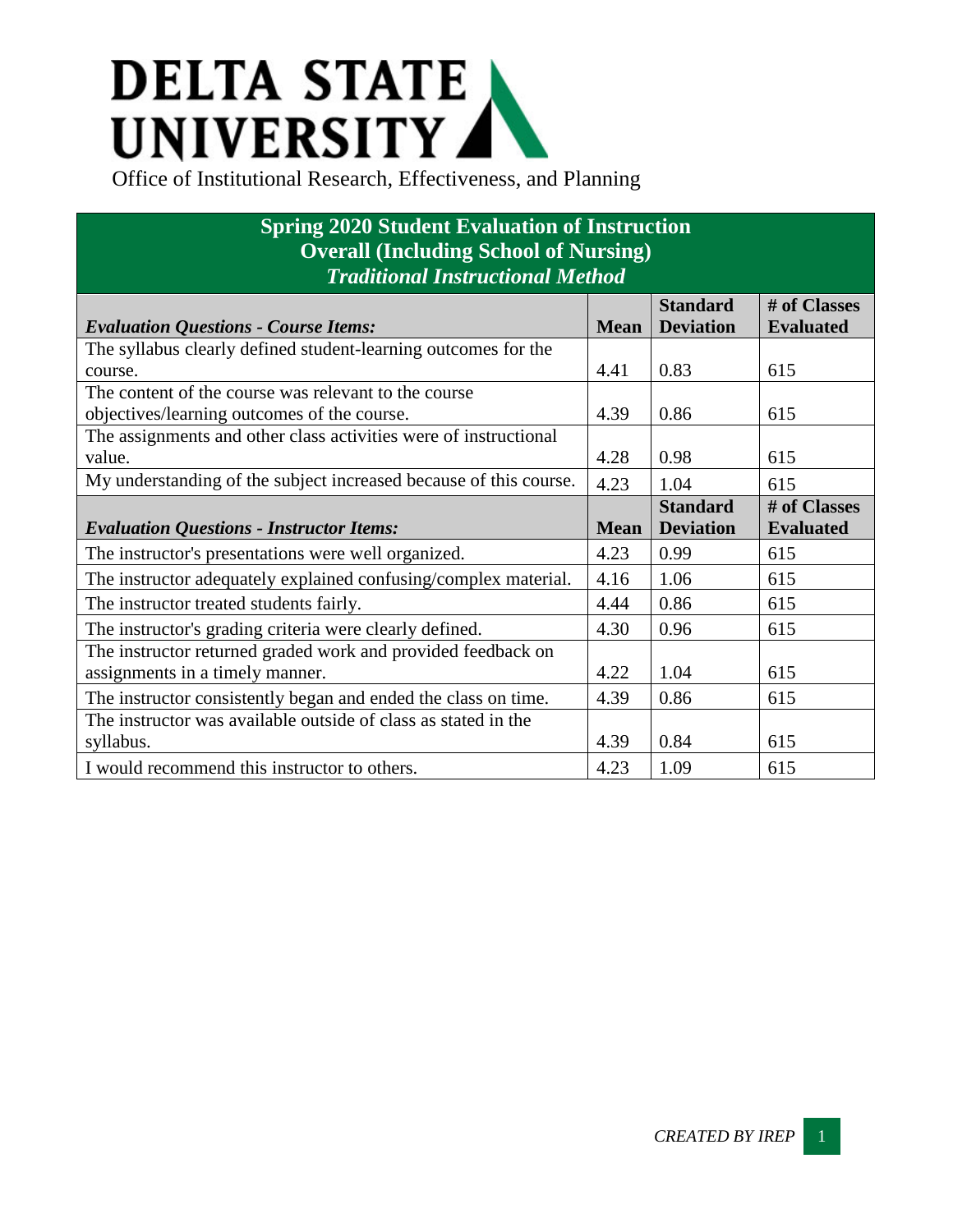# DELTA STATE UNIVERSITY

Office of Institutional Research, Effectiveness, and Planning

## Spring 2020 Student Evaluation of Instruction
## Overall (Including School of Nursing)
### *Traditional Instructional Method*

| *Evaluation Questions - Course Items:* | Mean | Standard Deviation | # of Classes Evaluated |
|---|---|---|---|
| The syllabus clearly defined student-learning outcomes for the course. | 4.41 | 0.83 | 615 |
| The content of the course was relevant to the course objectives/learning outcomes of the course. | 4.39 | 0.86 | 615 |
| The assignments and other class activities were of instructional value. | 4.28 | 0.98 | 615 |
| My understanding of the subject increased because of this course. | 4.23 | 1.04 | 615 |
| ***Evaluation Questions - Instructor Items:*** | **Mean** | **Standard Deviation** | **# of Classes Evaluated** |
| The instructor's presentations were well organized. | 4.23 | 0.99 | 615 |
| The instructor adequately explained confusing/complex material. | 4.16 | 1.06 | 615 |
| The instructor treated students fairly. | 4.44 | 0.86 | 615 |
| The instructor's grading criteria were clearly defined. | 4.30 | 0.96 | 615 |
| The instructor returned graded work and provided feedback on assignments in a timely manner. | 4.22 | 1.04 | 615 |
| The instructor consistently began and ended the class on time. | 4.39 | 0.86 | 615 |
| The instructor was available outside of class as stated in the syllabus. | 4.39 | 0.84 | 615 |
| I would recommend this instructor to others. | 4.23 | 1.09 | 615 |

*CREATED BY IREP*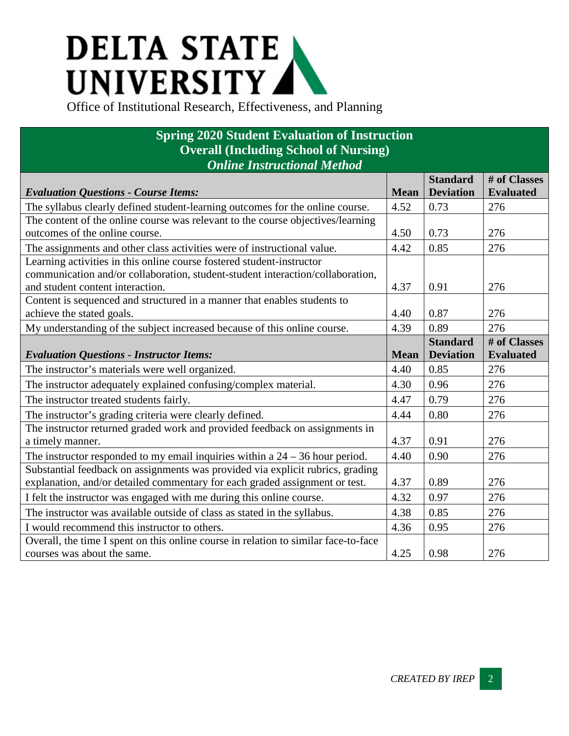# DELTA STATE UNIVERSITY

Office of Institutional Research, Effectiveness, and Planning

## Spring 2020 Student Evaluation of Instruction
## Overall (Including School of Nursing)
## *Online Instructional Method*

| *Evaluation Questions - Course Items:* | Mean | Standard Deviation | # of Classes Evaluated |
|---|---|---|---|
| The syllabus clearly defined student-learning outcomes for the online course. | 4.52 | 0.73 | 276 |
| The content of the online course was relevant to the course objectives/learning outcomes of the online course. | 4.50 | 0.73 | 276 |
| The assignments and other class activities were of instructional value. | 4.42 | 0.85 | 276 |
| Learning activities in this online course fostered student-instructor communication and/or collaboration, student-student interaction/collaboration, and student content interaction. | 4.37 | 0.91 | 276 |
| Content is sequenced and structured in a manner that enables students to achieve the stated goals. | 4.40 | 0.87 | 276 |
| My understanding of the subject increased because of this online course. | 4.39 | 0.89 | 276 |
| ***Evaluation Questions - Instructor Items:*** | **Mean** | **Standard Deviation** | **# of Classes Evaluated** |
| The instructor's materials were well organized. | 4.40 | 0.85 | 276 |
| The instructor adequately explained confusing/complex material. | 4.30 | 0.96 | 276 |
| The instructor treated students fairly. | 4.47 | 0.79 | 276 |
| The instructor's grading criteria were clearly defined. | 4.44 | 0.80 | 276 |
| The instructor returned graded work and provided feedback on assignments in a timely manner. | 4.37 | 0.91 | 276 |
| The instructor responded to my email inquiries within a 24 – 36 hour period. | 4.40 | 0.90 | 276 |
| Substantial feedback on assignments was provided via explicit rubrics, grading explanation, and/or detailed commentary for each graded assignment or test. | 4.37 | 0.89 | 276 |
| I felt the instructor was engaged with me during this online course. | 4.32 | 0.97 | 276 |
| The instructor was available outside of class as stated in the syllabus. | 4.38 | 0.85 | 276 |
| I would recommend this instructor to others. | 4.36 | 0.95 | 276 |
| Overall, the time I spent on this online course in relation to similar face-to-face courses was about the same. | 4.25 | 0.98 | 276 |

*CREATED BY IREP*